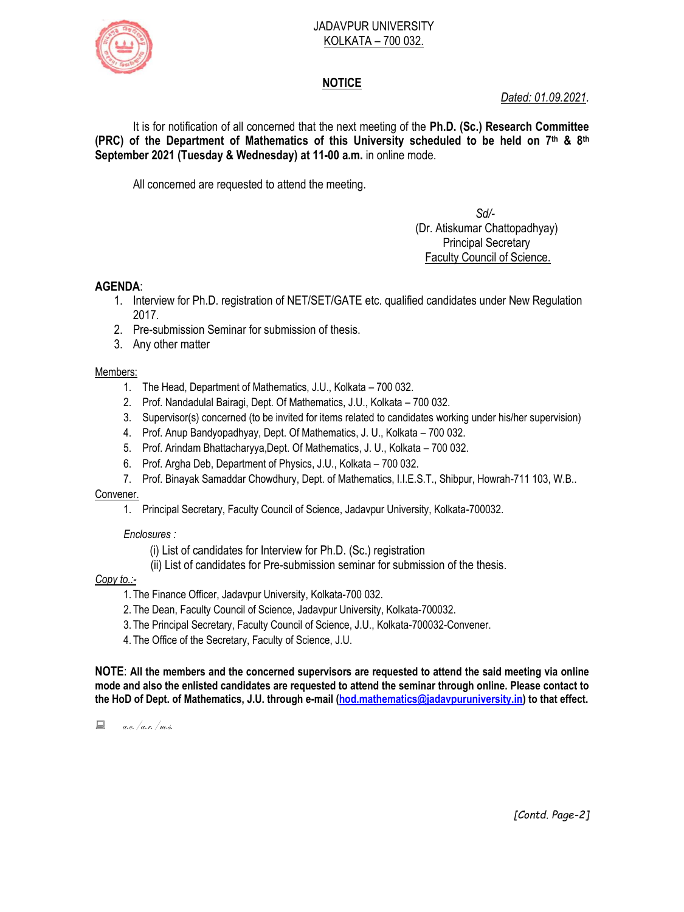JADAVPUR UNIVERSITY
KOLKATA – 700 032.

## NOTICE

*Dated: 01.09.2021*.

It is for notification of all concerned that the next meeting of the **Ph.D. (Sc.) Research Committee (PRC) of the Department of Mathematics of this University scheduled to be held on 7th & 8th September 2021 (Tuesday & Wednesday) at 11-00 a.m.** in online mode.

All concerned are requested to attend the meeting.

*Sd/-*
(Dr. Atiskumar Chattopadhyay)
Principal Secretary
Faculty Council of Science.

**AGENDA**:

1. Interview for Ph.D. registration of NET/SET/GATE etc. qualified candidates under New Regulation 2017.
2. Pre-submission Seminar for submission of thesis.
3. Any other matter

Members:

1. The Head, Department of Mathematics, J.U., Kolkata – 700 032.
2. Prof. Nandadulal Bairagi, Dept. Of Mathematics, J.U., Kolkata – 700 032.
3. Supervisor(s) concerned (to be invited for items related to candidates working under his/her supervision)
4. Prof. Anup Bandyopadhyay, Dept. Of Mathematics, J. U., Kolkata – 700 032.
5. Prof. Arindam Bhattacharyya,Dept. Of Mathematics, J. U., Kolkata – 700 032.
6. Prof. Argha Deb, Department of Physics, J.U., Kolkata – 700 032.
7. Prof. Binayak Samaddar Chowdhury, Dept. of Mathematics, I.I.E.S.T., Shibpur, Howrah-711 103, W.B..

Convener.

1. Principal Secretary, Faculty Council of Science, Jadavpur University, Kolkata-700032.

*Enclosures :*

(i) List of candidates for Interview for Ph.D. (Sc.) registration
(ii) List of candidates for Pre-submission seminar for submission of the thesis.

*Copy to.:-*

1. The Finance Officer, Jadavpur University, Kolkata-700 032.
2. The Dean, Faculty Council of Science, Jadavpur University, Kolkata-700032.
3. The Principal Secretary, Faculty Council of Science, J.U., Kolkata-700032-Convener.
4. The Office of the Secretary, Faculty of Science, J.U.

**NOTE**: **All the members and the concerned supervisors are requested to attend the said meeting via online mode and also the enlisted candidates are requested to attend the seminar through online. Please contact to the HoD of Dept. of Mathematics, J.U. through e-mail (hod.mathematics@jadavpuruniversity.in) to that effect.**

*a.c./a.r./m.s.*

*[Contd. Page-2]*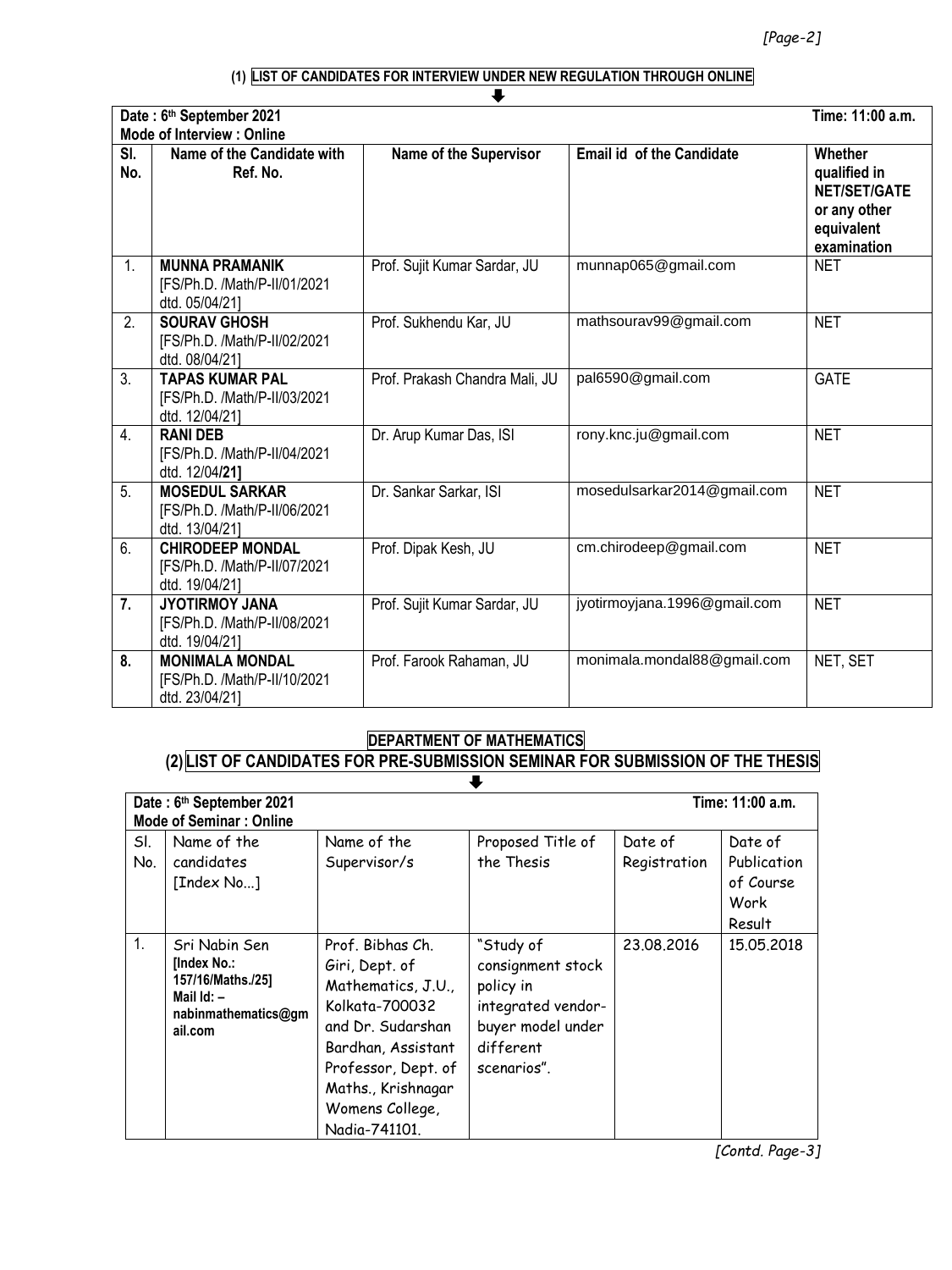## (1) LIST OF CANDIDATES FOR INTERVIEW UNDER NEW REGULATION THROUGH ONLINE

⬇

**Date : 6th September 2021** **Time: 11:00 a.m.**
**Mode of Interview : Online**

| Sl. No. | Name of the Candidate with Ref. No. | Name of the Supervisor | Email id of the Candidate | Whether qualified in NET/SET/GATE or any other equivalent examination |
|---|---|---|---|---|
| 1. | **MUNNA PRAMANIK** [FS/Ph.D. /Math/P-II/01/2021 dtd. 05/04/21] | Prof. Sujit Kumar Sardar, JU | munnap065@gmail.com | NET |
| 2. | **SOURAV GHOSH** [FS/Ph.D. /Math/P-II/02/2021 dtd. 08/04/21] | Prof. Sukhendu Kar, JU | mathsourav99@gmail.com | NET |
| 3. | **TAPAS KUMAR PAL** [FS/Ph.D. /Math/P-II/03/2021 dtd. 12/04/21] | Prof. Prakash Chandra Mali, JU | pal6590@gmail.com | GATE |
| 4. | **RANI DEB** [FS/Ph.D. /Math/P-II/04/2021 dtd. 12/04/21] | Dr. Arup Kumar Das, ISI | rony.knc.ju@gmail.com | NET |
| 5. | **MOSEDUL SARKAR** [FS/Ph.D. /Math/P-II/06/2021 dtd. 13/04/21] | Dr. Sankar Sarkar, ISI | mosedulsarkar2014@gmail.com | NET |
| 6. | **CHIRODEEP MONDAL** [FS/Ph.D. /Math/P-II/07/2021 dtd. 19/04/21] | Prof. Dipak Kesh, JU | cm.chirodeep@gmail.com | NET |
| 7. | **JYOTIRMOY JANA** [FS/Ph.D. /Math/P-II/08/2021 dtd. 19/04/21] | Prof. Sujit Kumar Sardar, JU | jyotirmoyjana.1996@gmail.com | NET |
| 8. | **MONIMALA MONDAL** [FS/Ph.D. /Math/P-II/10/2021 dtd. 23/04/21] | Prof. Farook Rahaman, JU | monimala.mondal88@gmail.com | NET, SET |

## DEPARTMENT OF MATHEMATICS

## (2) LIST OF CANDIDATES FOR PRE-SUBMISSION SEMINAR FOR SUBMISSION OF THE THESIS

⬇

**Date : 6th September 2021** **Time: 11:00 a.m.**
**Mode of Seminar : Online**

| Sl. No. | Name of the candidates [Index No...] | Name of the Supervisor/s | Proposed Title of the Thesis | Date of Registration | Date of Publication of Course Work Result |
|---|---|---|---|---|---|
| 1. | Sri Nabin Sen **[Index No.: 157/16/Maths./25] Mail Id: – nabinmathematics@gmail.com** | Prof. Bibhas Ch. Giri, Dept. of Mathematics, J.U., Kolkata-700032 and Dr. Sudarshan Bardhan, Assistant Professor, Dept. of Maths., Krishnagar Womens College, Nadia-741101. | "Study of consignment stock policy in integrated vendor-buyer model under different scenarios". | 23.08.2016 | 15.05.2018 |

*[Contd. Page-3]*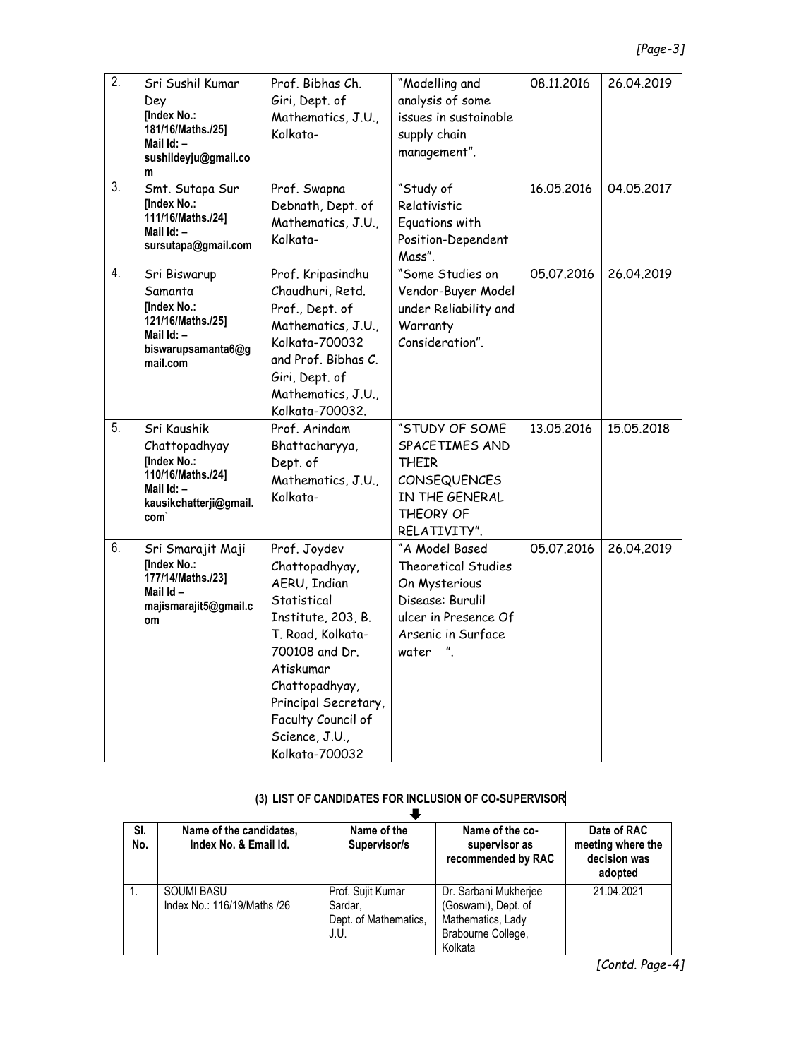| 2. | Sri Sushil Kumar Dey **[Index No.: 181/16/Maths./25] Mail Id: – sushildeyju@gmail.com** | Prof. Bibhas Ch. Giri, Dept. of Mathematics, J.U., Kolkata- | "Modelling and analysis of some issues in sustainable supply chain management". | 08.11.2016 | 26.04.2019 |
|---|---|---|---|---|---|
| 3. | Smt. Sutapa Sur **[Index No.: 111/16/Maths./24] Mail Id: – sursutapa@gmail.com** | Prof. Swapna Debnath, Dept. of Mathematics, J.U., Kolkata- | "Study of Relativistic Equations with Position-Dependent Mass". | 16.05.2016 | 04.05.2017 |
| 4. | Sri Biswarup Samanta **[Index No.: 121/16/Maths./25] Mail Id: – biswarupsamanta6@gmail.com** | Prof. Kripasindhu Chaudhuri, Retd. Prof., Dept. of Mathematics, J.U., Kolkata-700032 and Prof. Bibhas C. Giri, Dept. of Mathematics, J.U., Kolkata-700032. | "Some Studies on Vendor-Buyer Model under Reliability and Warranty Consideration". | 05.07.2016 | 26.04.2019 |
| 5. | Sri Kaushik Chattopadhyay **[Index No.: 110/16/Maths./24] Mail Id: – kausikchatterji@gmail.com`** | Prof. Arindam Bhattacharyya, Dept. of Mathematics, J.U., Kolkata- | "STUDY OF SOME SPACETIMES AND THEIR CONSEQUENCES IN THE GENERAL THEORY OF RELATIVITY". | 13.05.2016 | 15.05.2018 |
| 6. | Sri Smarajit Maji **[Index No.: 177/14/Maths./23] Mail Id – majismarajit5@gmail.com** | Prof. Joydev Chattopadhyay, AERU, Indian Statistical Institute, 203, B. T. Road, Kolkata-700108 and Dr. Atiskumar Chattopadhyay, Principal Secretary, Faculty Council of Science, J.U., Kolkata-700032 | "A Model Based Theoretical Studies On Mysterious Disease: Burulil ulcer in Presence Of Arsenic in Surface water ". | 05.07.2016 | 26.04.2019 |

**(3) LIST OF CANDIDATES FOR INCLUSION OF CO-SUPERVISOR**

| Sl. No. | Name of the candidates, Index No. & Email Id. | Name of the Supervisor/s | Name of the co-supervisor as recommended by RAC | Date of RAC meeting where the decision was adopted |
|---|---|---|---|---|
| 1. | SOUMI BASU Index No.: 116/19/Maths /26 | Prof. Sujit Kumar Sardar, Dept. of Mathematics, J.U. | Dr. Sarbani Mukherjee (Goswami), Dept. of Mathematics, Lady Brabourne College, Kolkata | 21.04.2021 |

*[Contd. Page-4]*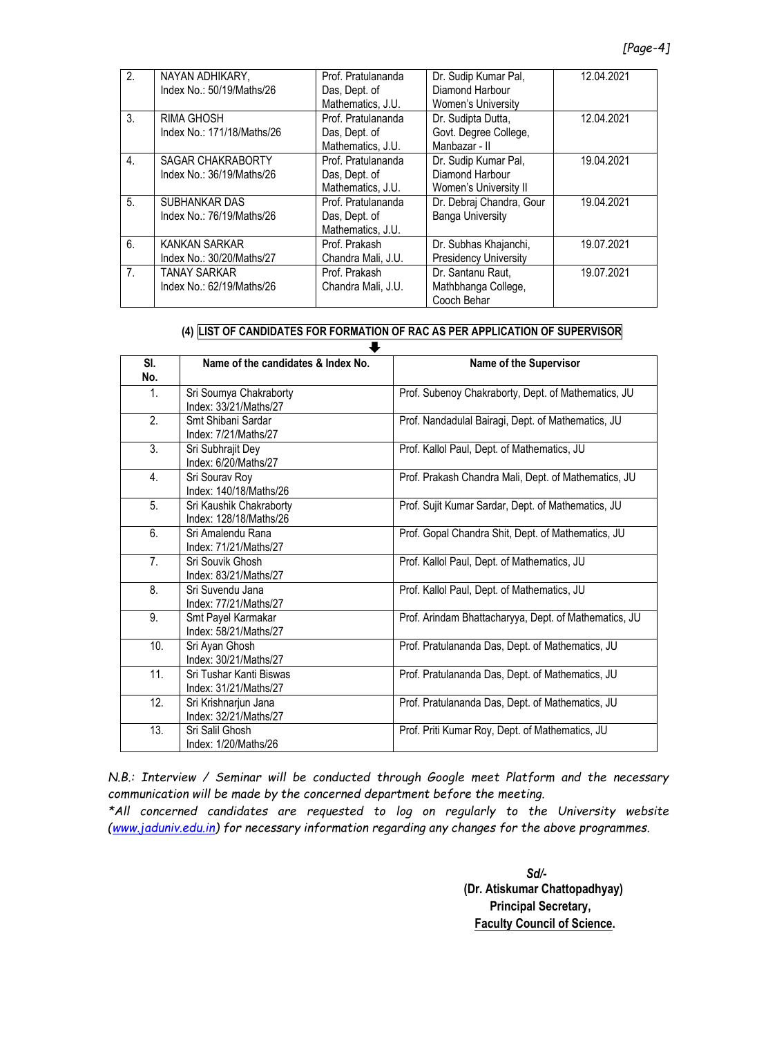| | | | | |
|---|---|---|---|---|
| 2. | NAYAN ADHIKARY, Index No.: 50/19/Maths/26 | Prof. Pratulananda Das, Dept. of Mathematics, J.U. | Dr. Sudip Kumar Pal, Diamond Harbour Women's University | 12.04.2021 |
| 3. | RIMA GHOSH Index No.: 171/18/Maths/26 | Prof. Pratulananda Das, Dept. of Mathematics, J.U. | Dr. Sudipta Dutta, Govt. Degree College, Manbazar - II | 12.04.2021 |
| 4. | SAGAR CHAKRABORTY Index No.: 36/19/Maths/26 | Prof. Pratulananda Das, Dept. of Mathematics, J.U. | Dr. Sudip Kumar Pal, Diamond Harbour Women's University II | 19.04.2021 |
| 5. | SUBHANKAR DAS Index No.: 76/19/Maths/26 | Prof. Pratulananda Das, Dept. of Mathematics, J.U. | Dr. Debraj Chandra, Gour Banga University | 19.04.2021 |
| 6. | KANKAN SARKAR Index No.: 30/20/Maths/27 | Prof. Prakash Chandra Mali, J.U. | Dr. Subhas Khajanchi, Presidency University | 19.07.2021 |
| 7. | TANAY SARKAR Index No.: 62/19/Maths/26 | Prof. Prakash Chandra Mali, J.U. | Dr. Santanu Raut, Mathbhanga College, Cooch Behar | 19.07.2021 |

**(4) LIST OF CANDIDATES FOR FORMATION OF RAC AS PER APPLICATION OF SUPERVISOR**

| Sl. No. | Name of the candidates & Index No. | Name of the Supervisor |
|---|---|---|
| 1. | Sri Soumya Chakraborty Index: 33/21/Maths/27 | Prof. Subenoy Chakraborty, Dept. of Mathematics, JU |
| 2. | Smt Shibani Sardar Index: 7/21/Maths/27 | Prof. Nandadulal Bairagi, Dept. of Mathematics, JU |
| 3. | Sri Subhrajit Dey Index: 6/20/Maths/27 | Prof. Kallol Paul, Dept. of Mathematics, JU |
| 4. | Sri Sourav Roy Index: 140/18/Maths/26 | Prof. Prakash Chandra Mali, Dept. of Mathematics, JU |
| 5. | Sri Kaushik Chakraborty Index: 128/18/Maths/26 | Prof. Sujit Kumar Sardar, Dept. of Mathematics, JU |
| 6. | Sri Amalendu Rana Index: 71/21/Maths/27 | Prof. Gopal Chandra Shit, Dept. of Mathematics, JU |
| 7. | Sri Souvik Ghosh Index: 83/21/Maths/27 | Prof. Kallol Paul, Dept. of Mathematics, JU |
| 8. | Sri Suvendu Jana Index: 77/21/Maths/27 | Prof. Kallol Paul, Dept. of Mathematics, JU |
| 9. | Smt Payel Karmakar Index: 58/21/Maths/27 | Prof. Arindam Bhattacharyya, Dept. of Mathematics, JU |
| 10. | Sri Ayan Ghosh Index: 30/21/Maths/27 | Prof. Pratulananda Das, Dept. of Mathematics, JU |
| 11. | Sri Tushar Kanti Biswas Index: 31/21/Maths/27 | Prof. Pratulananda Das, Dept. of Mathematics, JU |
| 12. | Sri Krishnarjun Jana Index: 32/21/Maths/27 | Prof. Pratulananda Das, Dept. of Mathematics, JU |
| 13. | Sri Salil Ghosh Index: 1/20/Maths/26 | Prof. Priti Kumar Roy, Dept. of Mathematics, JU |

*N.B.: Interview / Seminar will be conducted through Google meet Platform and the necessary communication will be made by the concerned department before the meeting.*

**All concerned candidates are requested to log on regularly to the University website (www.jaduniv.edu.in) for necessary information regarding any changes for the above programmes.*

*Sd/-*

**(Dr. Atiskumar Chattopadhyay)**
**Principal Secretary,**
**Faculty Council of Science.**